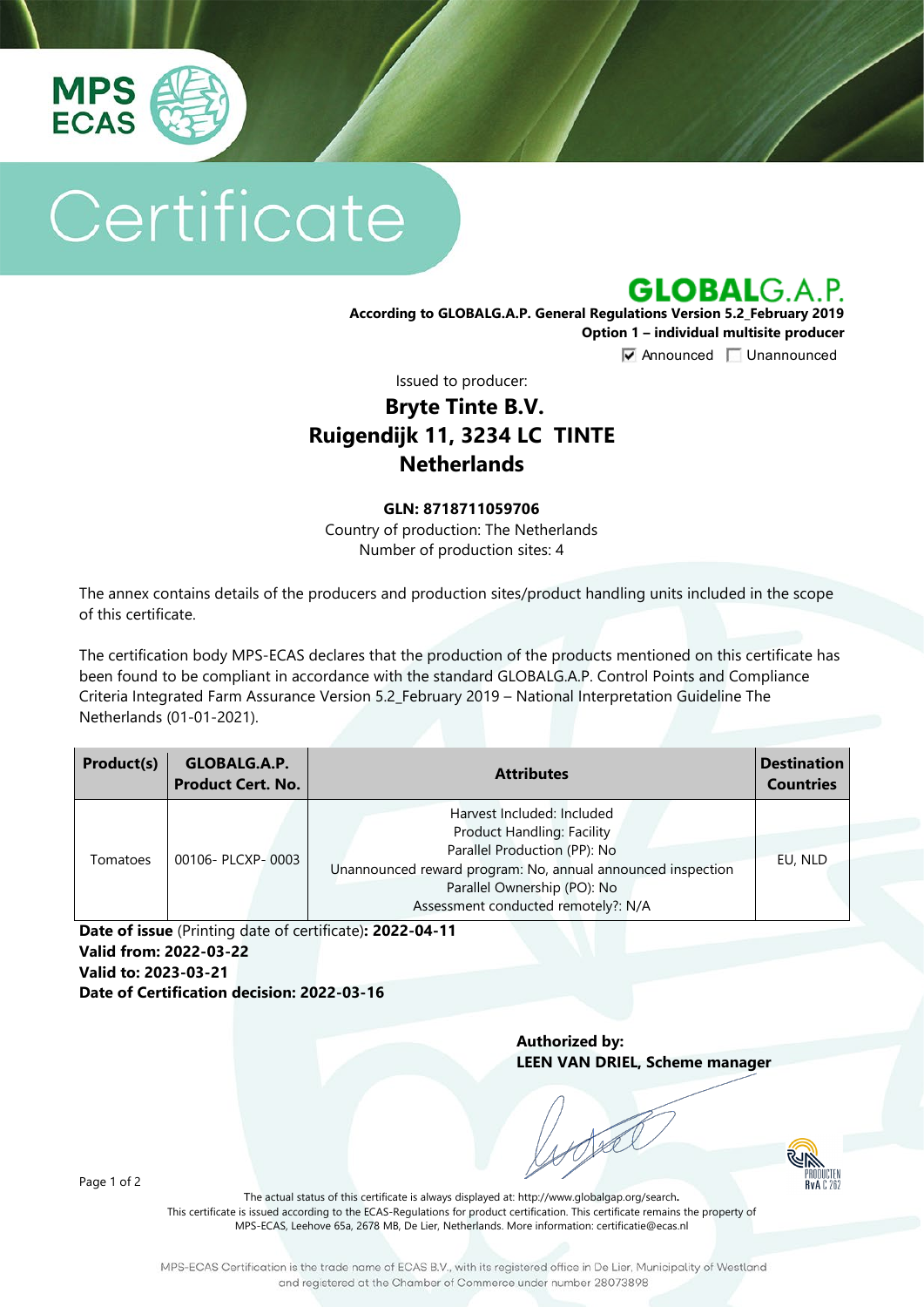MPS ECAS

# Certificate

## GLOBALG.A.P.

**According to GLOBALG.A.P. General Regulations Version 5.2_February 2019**

**Option 1 – individual multisite producer**

☑ Announced ☐ Unannounced

Issued to producer:

## Bryte Tinte B.V.
## Ruigendijk 11, 3234 LC TINTE
## Netherlands

**GLN: 8718711059706**

Country of production: The Netherlands

Number of production sites: 4

The annex contains details of the producers and production sites/product handling units included in the scope of this certificate.

The certification body MPS-ECAS declares that the production of the products mentioned on this certificate has been found to be compliant in accordance with the standard GLOBALG.A.P. Control Points and Compliance Criteria Integrated Farm Assurance Version 5.2_February 2019 – National Interpretation Guideline The Netherlands (01-01-2021).

| Product(s) | GLOBALG.A.P. Product Cert. No. | Attributes | Destination Countries |
|---|---|---|---|
| Tomatoes | 00106- PLCXP- 0003 | Harvest Included: Included<br>Product Handling: Facility<br>Parallel Production (PP): No<br>Unannounced reward program: No, annual announced inspection<br>Parallel Ownership (PO): No<br>Assessment conducted remotely?: N/A | EU, NLD |

**Date of issue** (Printing date of certificate)**: 2022-04-11**
**Valid from: 2022-03-22**
**Valid to: 2023-03-21**
**Date of Certification decision: 2022-03-16**

**Authorized by:**
**LEEN VAN DRIEL, Scheme manager**

The actual status of this certificate is always displayed at: http://www.globalgap.org/search**.**
This certificate is issued according to the ECAS-Regulations for product certification. This certificate remains the property of MPS-ECAS, Leehove 65a, 2678 MB, De Lier, Netherlands. More information: certificatie@ecas.nl

MPS-ECAS Certification is the trade name of ECAS B.V., with its registered office in De Lier, Municipality of Westland and registered at the Chamber of Commerce under number 28073898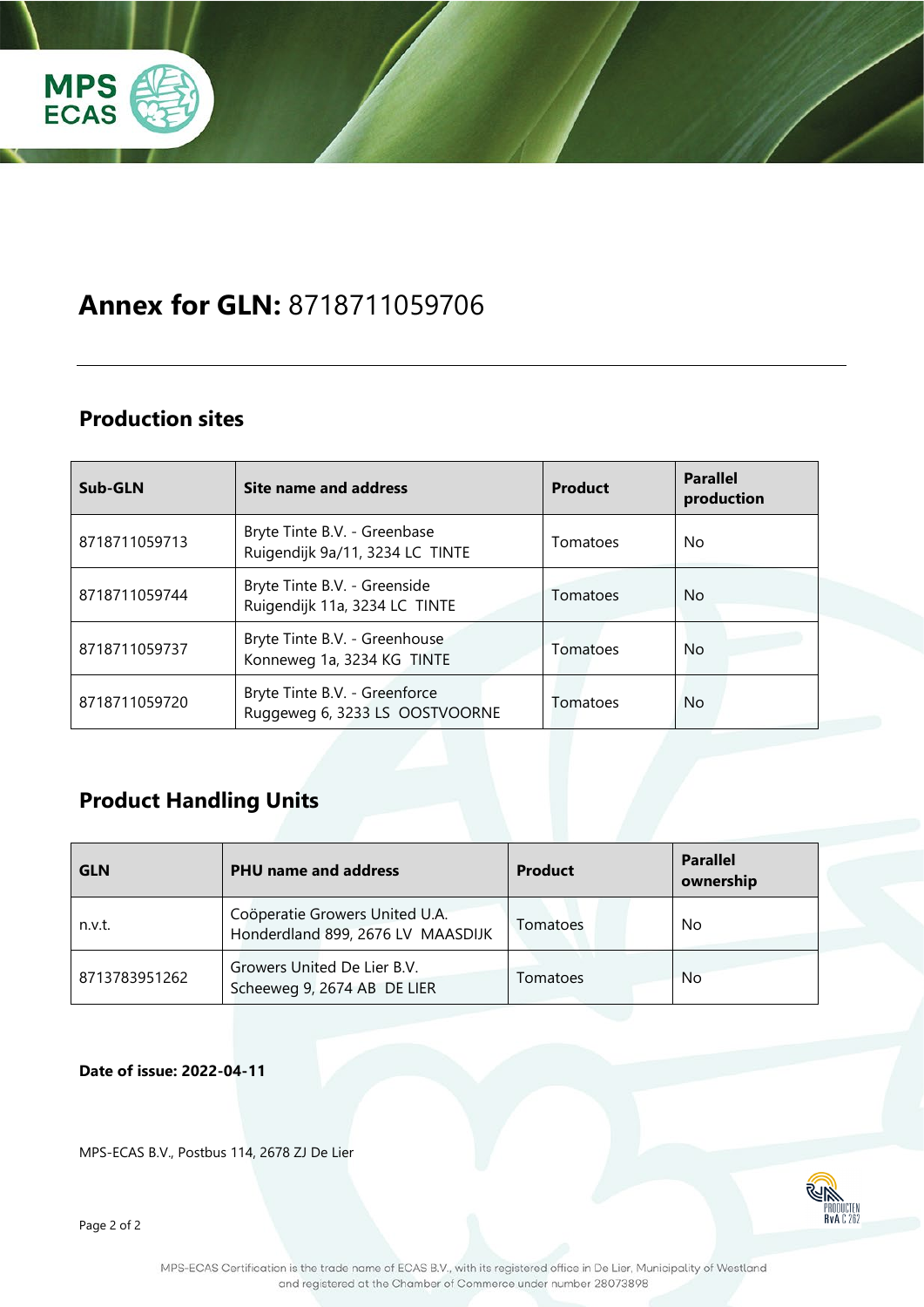# Annex for GLN: 8718711059706

## Production sites

| Sub-GLN | Site name and address | Product | Parallel production |
|---|---|---|---|
| 8718711059713 | Bryte Tinte B.V. - Greenbase<br>Ruigendijk 9a/11, 3234 LC TINTE | Tomatoes | No |
| 8718711059744 | Bryte Tinte B.V. - Greenside<br>Ruigendijk 11a, 3234 LC TINTE | Tomatoes | No |
| 8718711059737 | Bryte Tinte B.V. - Greenhouse<br>Konneweg 1a, 3234 KG TINTE | Tomatoes | No |
| 8718711059720 | Bryte Tinte B.V. - Greenforce<br>Ruggeweg 6, 3233 LS OOSTVOORNE | Tomatoes | No |

## Product Handling Units

| GLN | PHU name and address | Product | Parallel ownership |
|---|---|---|---|
| n.v.t. | Coöperatie Growers United U.A.<br>Honderdland 899, 2676 LV MAASDIJK | Tomatoes | No |
| 8713783951262 | Growers United De Lier B.V.<br>Scheeweg 9, 2674 AB DE LIER | Tomatoes | No |

**Date of issue: 2022-04-11**

MPS-ECAS B.V., Postbus 114, 2678 ZJ De Lier

MPS-ECAS Certification is the trade name of ECAS B.V., with its registered office in De Lier, Municipality of Westland and registered at the Chamber of Commerce under number 28073898